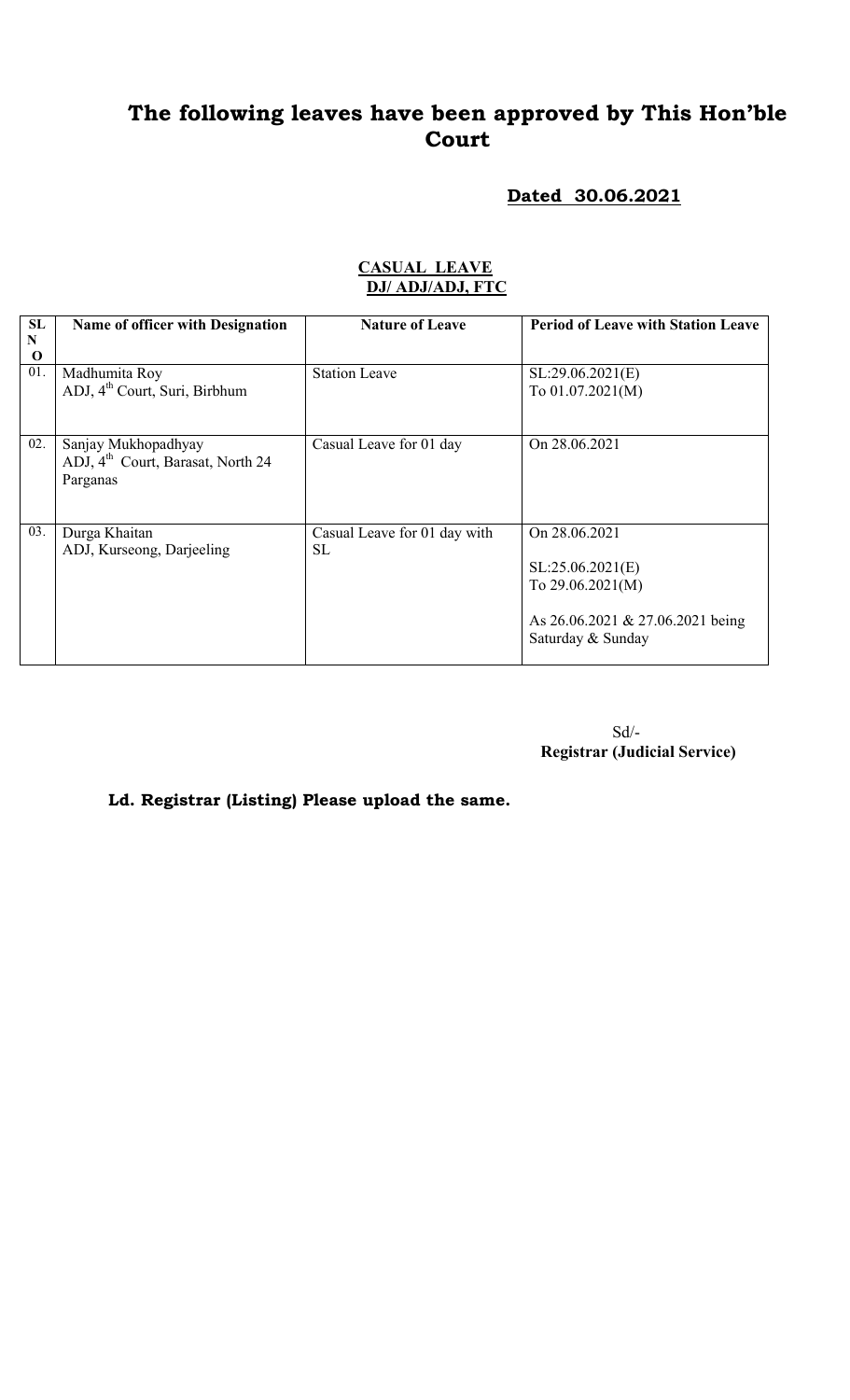# The following leaves have been approved by This Hon'ble Court

**Dated 30.06.2021**

**CASUAL LEAVE**
**DJ/ ADJ/ADJ, FTC**

| SL NO | Name of officer with Designation | Nature of Leave | Period of Leave with Station Leave |
|---|---|---|---|
| 01. | Madhumita Roy<br>ADJ, 4th Court, Suri, Birbhum | Station Leave | SL:29.06.2021(E)<br>To 01.07.2021(M) |
| 02. | Sanjay Mukhopadhyay<br>ADJ, 4th Court, Barasat, North 24 Parganas | Casual Leave for 01 day | On 28.06.2021 |
| 03. | Durga Khaitan<br>ADJ, Kurseong, Darjeeling | Casual Leave for 01 day with SL | On 28.06.2021<br><br>SL:25.06.2021(E)<br>To 29.06.2021(M)<br><br>As 26.06.2021 & 27.06.2021 being Saturday & Sunday |

Sd/-
**Registrar (Judicial Service)**

**Ld. Registrar (Listing) Please upload the same.**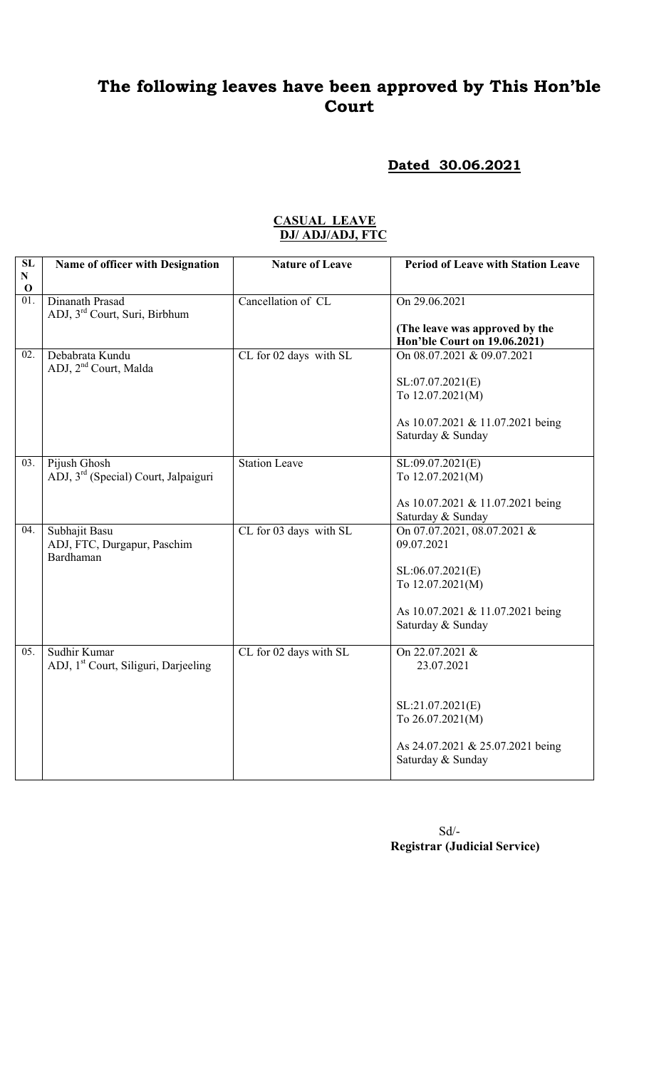# The following leaves have been approved by This Hon'ble Court

## Dated 30.06.2021

**CASUAL LEAVE**
**DJ/ ADJ/ADJ, FTC**

| SL NO | Name of officer with Designation | Nature of Leave | Period of Leave with Station Leave |
|---|---|---|---|
| 01. | Dinanath Prasad<br>ADJ, 3rd Court, Suri, Birbhum | Cancellation of CL | On 29.06.2021<br><br>**(The leave was approved by the Hon'ble Court on 19.06.2021)** |
| 02. | Debabrata Kundu<br>ADJ, 2nd Court, Malda | CL for 02 days with SL | On 08.07.2021 & 09.07.2021<br><br>SL:07.07.2021(E)<br>To 12.07.2021(M)<br><br>As 10.07.2021 & 11.07.2021 being Saturday & Sunday |
| 03. | Pijush Ghosh<br>ADJ, 3rd (Special) Court, Jalpaiguri | Station Leave | SL:09.07.2021(E)<br>To 12.07.2021(M)<br><br>As 10.07.2021 & 11.07.2021 being Saturday & Sunday |
| 04. | Subhajit Basu<br>ADJ, FTC, Durgapur, Paschim Bardhaman | CL for 03 days with SL | On 07.07.2021, 08.07.2021 & 09.07.2021<br><br>SL:06.07.2021(E)<br>To 12.07.2021(M)<br><br>As 10.07.2021 & 11.07.2021 being Saturday & Sunday |
| 05. | Sudhir Kumar<br>ADJ, 1st Court, Siliguri, Darjeeling | CL for 02 days with SL | On 22.07.2021 & 23.07.2021<br><br>SL:21.07.2021(E)<br>To 26.07.2021(M)<br><br>As 24.07.2021 & 25.07.2021 being Saturday & Sunday |

Sd/-
**Registrar (Judicial Service)**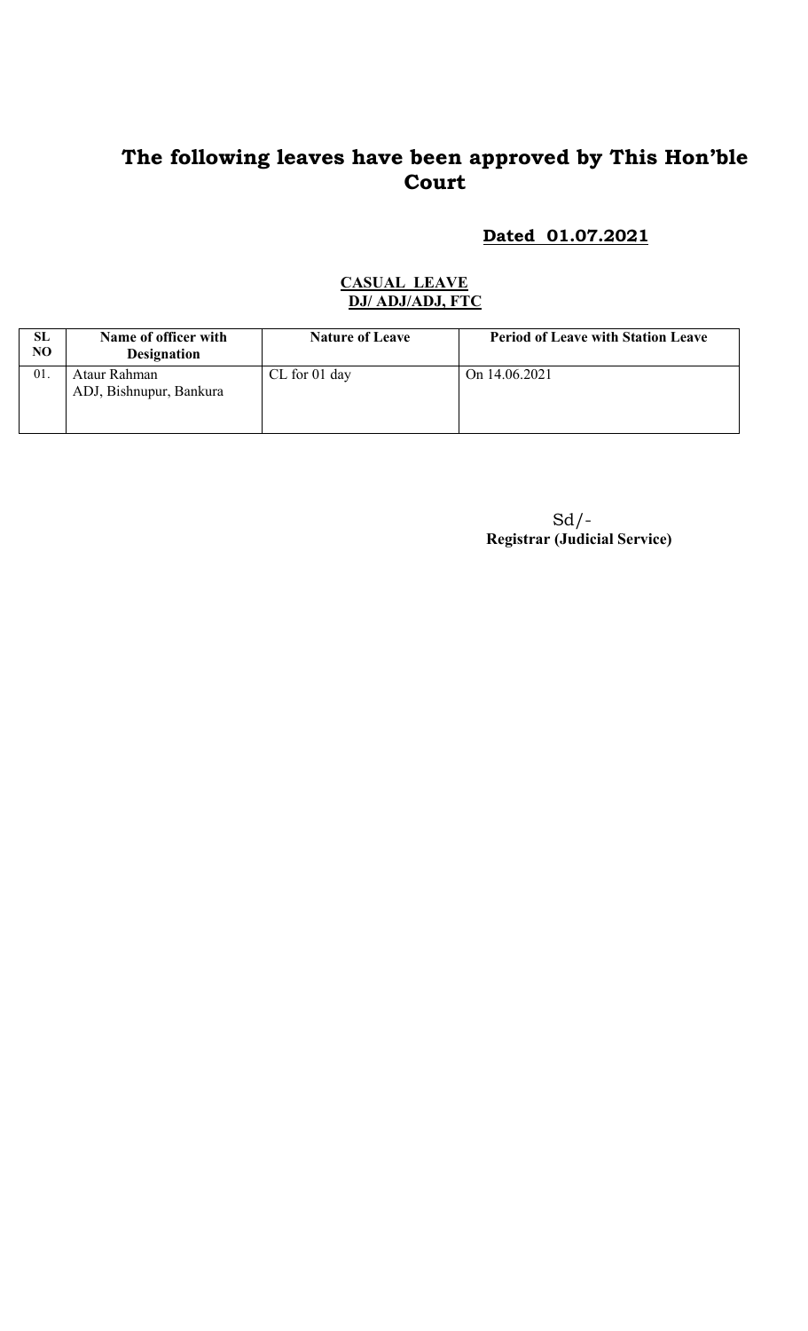# The following leaves have been approved by This Hon'ble Court

**Dated 01.07.2021**

**CASUAL LEAVE**
**DJ/ ADJ/ADJ, FTC**

| SL NO | Name of officer with Designation | Nature of Leave | Period of Leave with Station Leave |
|---|---|---|---|
| 01. | Ataur Rahman<br>ADJ, Bishnupur, Bankura | CL for 01 day | On 14.06.2021 |

Sd/-
**Registrar (Judicial Service)**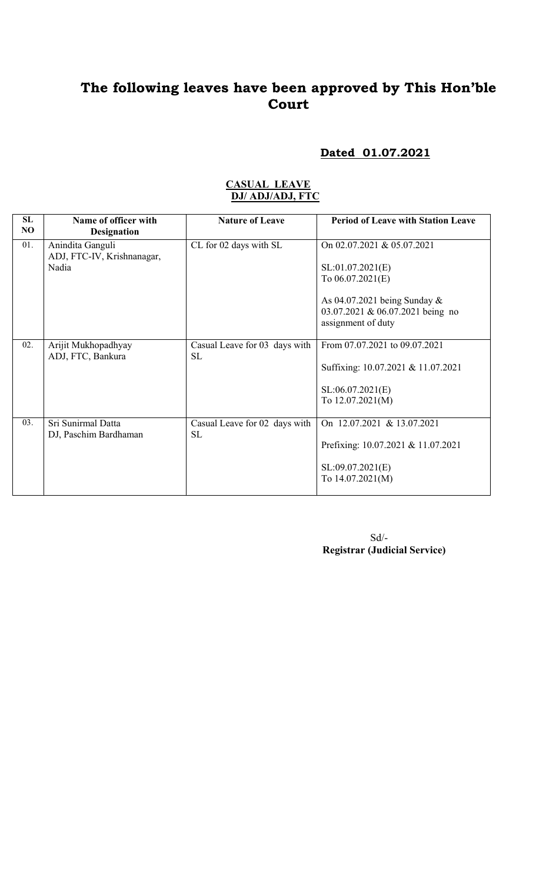# The following leaves have been approved by This Hon'ble Court

**Dated 01.07.2021**

**CASUAL LEAVE**
**DJ/ ADJ/ADJ, FTC**

| SL NO | Name of officer with Designation | Nature of Leave | Period of Leave with Station Leave |
|---|---|---|---|
| 01. | Anindita Ganguli<br>ADJ, FTC-IV, Krishnanagar, Nadia | CL for 02 days with SL | On 02.07.2021 & 05.07.2021<br><br>SL:01.07.2021(E)<br>To 06.07.2021(E)<br><br>As 04.07.2021 being Sunday & 03.07.2021 & 06.07.2021 being no assignment of duty |
| 02. | Arijit Mukhopadhyay<br>ADJ, FTC, Bankura | Casual Leave for 03 days with SL | From 07.07.2021 to 09.07.2021<br><br>Suffixing: 10.07.2021 & 11.07.2021<br><br>SL:06.07.2021(E)<br>To 12.07.2021(M) |
| 03. | Sri Sunirmal Datta<br>DJ, Paschim Bardhaman | Casual Leave for 02 days with SL | On 12.07.2021 & 13.07.2021<br><br>Prefixing: 10.07.2021 & 11.07.2021<br><br>SL:09.07.2021(E)<br>To 14.07.2021(M) |

Sd/-
**Registrar (Judicial Service)**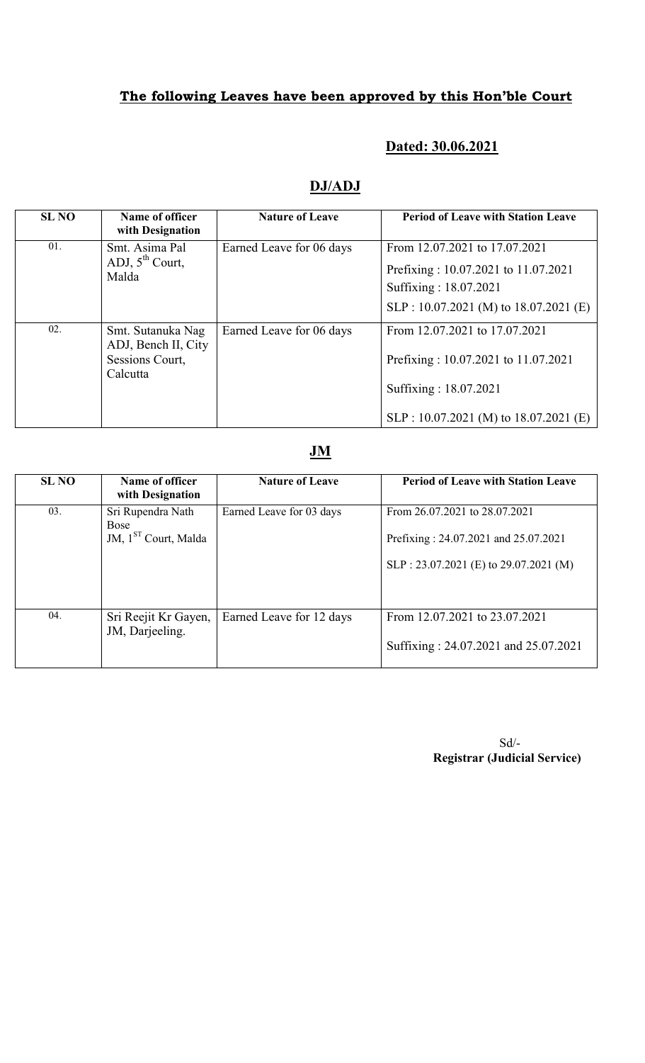**The following Leaves have been approved by this Hon'ble Court**

**Dated: 30.06.2021**

## DJ/ADJ

| SL NO | Name of officer with Designation | Nature of Leave | Period of Leave with Station Leave |
|---|---|---|---|
| 01. | Smt. Asima Pal ADJ, 5th Court, Malda | Earned Leave for 06 days | From 12.07.2021 to 17.07.2021<br>Prefixing : 10.07.2021 to 11.07.2021<br>Suffixing : 18.07.2021<br>SLP : 10.07.2021 (M) to 18.07.2021 (E) |
| 02. | Smt. Sutanuka Nag ADJ, Bench II, City Sessions Court, Calcutta | Earned Leave for 06 days | From 12.07.2021 to 17.07.2021<br>Prefixing : 10.07.2021 to 11.07.2021<br>Suffixing : 18.07.2021<br>SLP : 10.07.2021 (M) to 18.07.2021 (E) |

## JM

| SL NO | Name of officer with Designation | Nature of Leave | Period of Leave with Station Leave |
|---|---|---|---|
| 03. | Sri Rupendra Nath Bose JM, 1ST Court, Malda | Earned Leave for 03 days | From 26.07.2021 to 28.07.2021<br>Prefixing : 24.07.2021 and 25.07.2021<br>SLP : 23.07.2021 (E) to 29.07.2021 (M) |
| 04. | Sri Reejit Kr Gayen, JM, Darjeeling. | Earned Leave for 12 days | From 12.07.2021 to 23.07.2021<br>Suffixing : 24.07.2021 and 25.07.2021 |

Sd/-
**Registrar (Judicial Service)**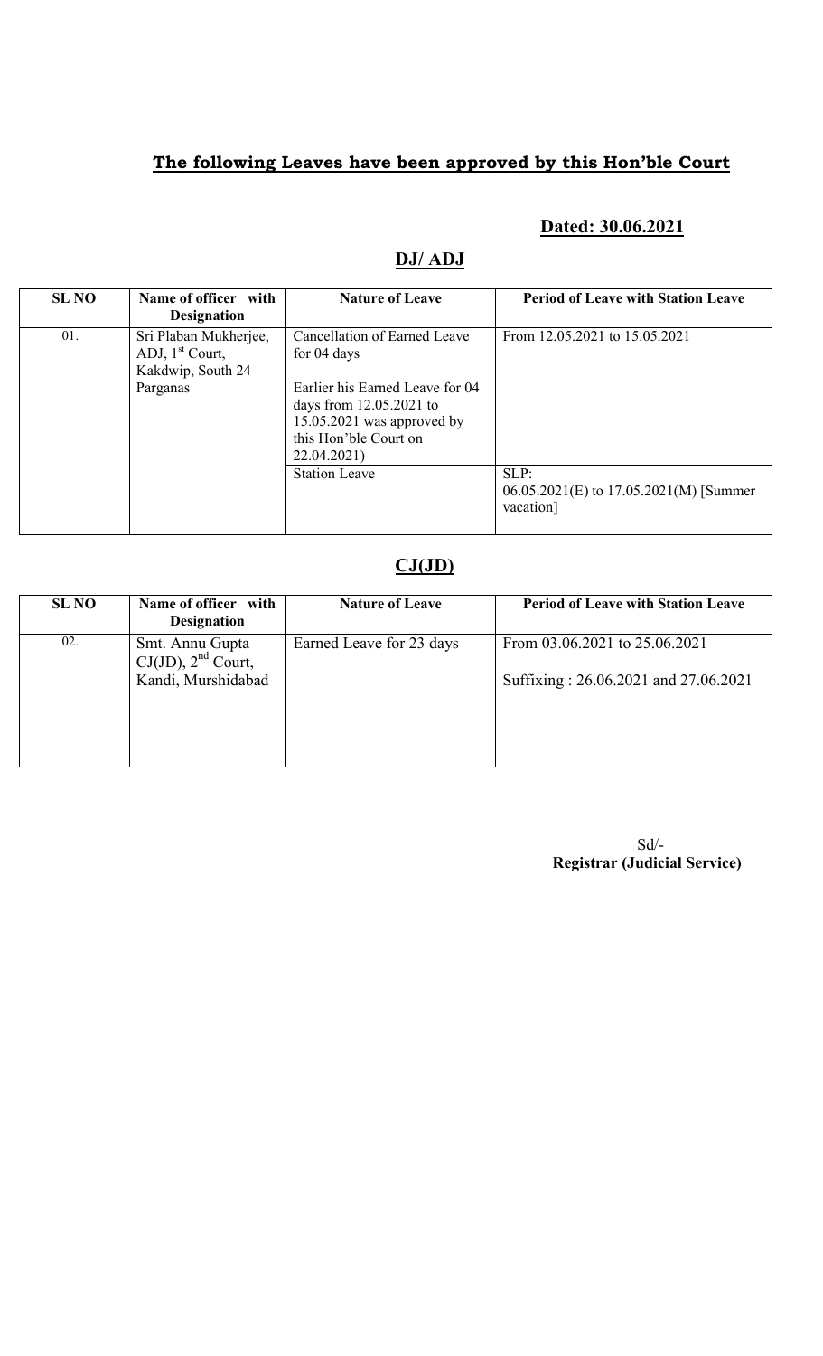## **The following Leaves have been approved by this Hon'ble Court**

**Dated: 30.06.2021**

## **DJ/ ADJ**

| SL NO | Name of officer with Designation | Nature of Leave | Period of Leave with Station Leave |
|---|---|---|---|
| 01. | Sri Plaban Mukherjee, ADJ, 1st Court, Kakdwip, South 24 Parganas | Cancellation of Earned Leave for 04 days<br><br>Earlier his Earned Leave for 04 days from 12.05.2021 to 15.05.2021 was approved by this Hon'ble Court on 22.04.2021) | From 12.05.2021 to 15.05.2021 |
| | | Station Leave | SLP:<br>06.05.2021(E) to 17.05.2021(M) [Summer vacation] |

## **CJ(JD)**

| SL NO | Name of officer with Designation | Nature of Leave | Period of Leave with Station Leave |
|---|---|---|---|
| 02. | Smt. Annu Gupta CJ(JD), 2nd Court, Kandi, Murshidabad | Earned Leave for 23 days | From 03.06.2021 to 25.06.2021<br><br>Suffixing : 26.06.2021 and 27.06.2021 |

Sd/-
**Registrar (Judicial Service)**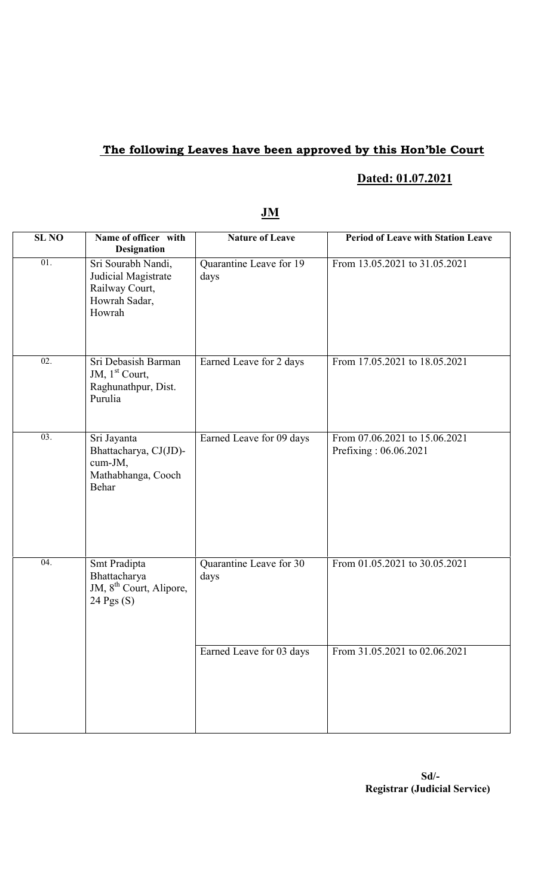## The following Leaves have been approved by this Hon'ble Court

**Dated: 01.07.2021**

### JM

| SL NO | Name of officer with Designation | Nature of Leave | Period of Leave with Station Leave |
|---|---|---|---|
| 01. | Sri Sourabh Nandi, Judicial Magistrate Railway Court, Howrah Sadar, Howrah | Quarantine Leave for 19 days | From 13.05.2021 to 31.05.2021 |
| 02. | Sri Debasish Barman JM, 1st Court, Raghunathpur, Dist. Purulia | Earned Leave for 2 days | From 17.05.2021 to 18.05.2021 |
| 03. | Sri Jayanta Bhattacharya, CJ(JD)-cum-JM, Mathabhanga, Cooch Behar | Earned Leave for 09 days | From 07.06.2021 to 15.06.2021 Prefixing : 06.06.2021 |
| 04. | Smt Pradipta Bhattacharya JM, 8th Court, Alipore, 24 Pgs (S) | Quarantine Leave for 30 days | From 01.05.2021 to 30.05.2021 |
| | | Earned Leave for 03 days | From 31.05.2021 to 02.06.2021 |

**Sd/-**
**Registrar (Judicial Service)**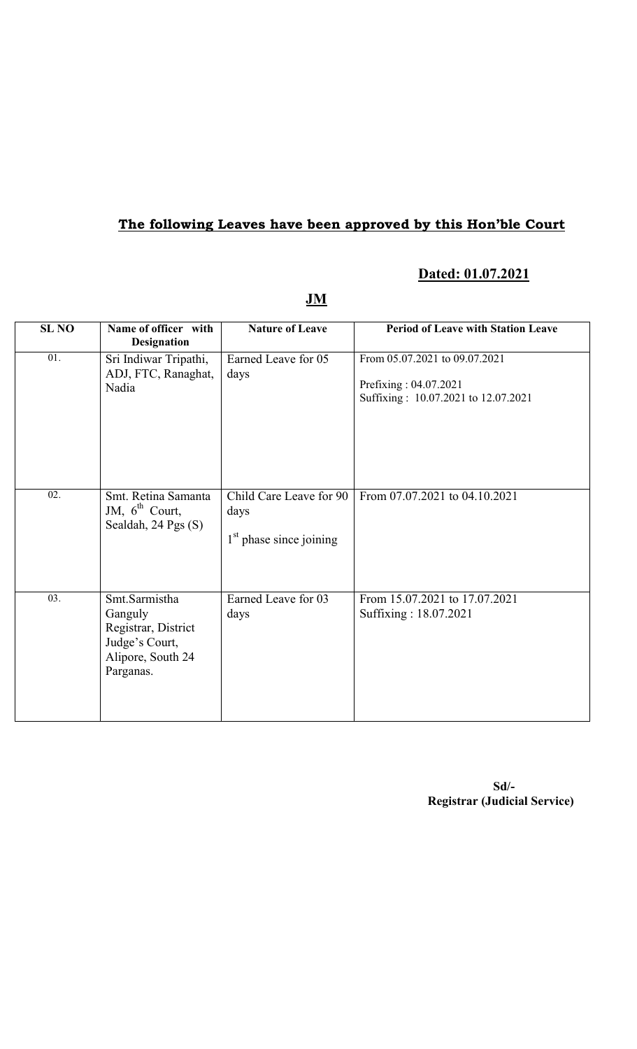## The following Leaves have been approved by this Hon'ble Court

**Dated: 01.07.2021**

**JM**

| SL NO | Name of officer with Designation | Nature of Leave | Period of Leave with Station Leave |
|---|---|---|---|
| 01. | Sri Indiwar Tripathi, ADJ, FTC, Ranaghat, Nadia | Earned Leave for 05 days | From 05.07.2021 to 09.07.2021<br>Prefixing : 04.07.2021<br>Suffixing : 10.07.2021 to 12.07.2021 |
| 02. | Smt. Retina Samanta JM, 6th Court, Sealdah, 24 Pgs (S) | Child Care Leave for 90 days<br>1st phase since joining | From 07.07.2021 to 04.10.2021 |
| 03. | Smt.Sarmistha Ganguly Registrar, District Judge's Court, Alipore, South 24 Parganas. | Earned Leave for 03 days | From 15.07.2021 to 17.07.2021<br>Suffixing : 18.07.2021 |

**Sd/-**
**Registrar (Judicial Service)**